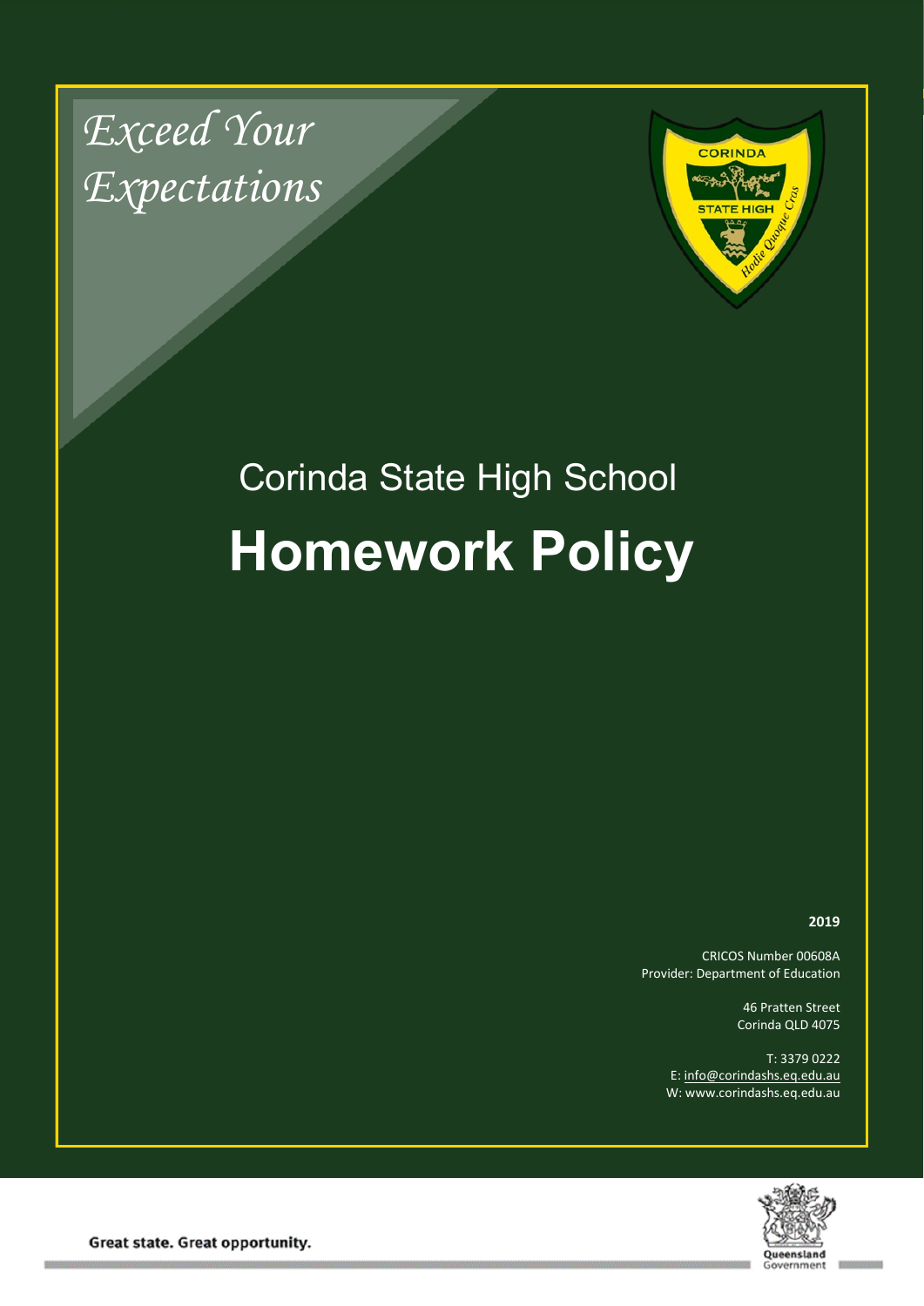*Exceed Your Expectations*

Corinda State High School

# Homework Policy

**2019**

CRICOS Number 00608A
Provider: Department of Education

46 Pratten Street
Corinda QLD 4075

T: 3379 0222
E: info@corindashs.eq.edu.au
W: www.corindashs.eq.edu.au

Great state. Great opportunity.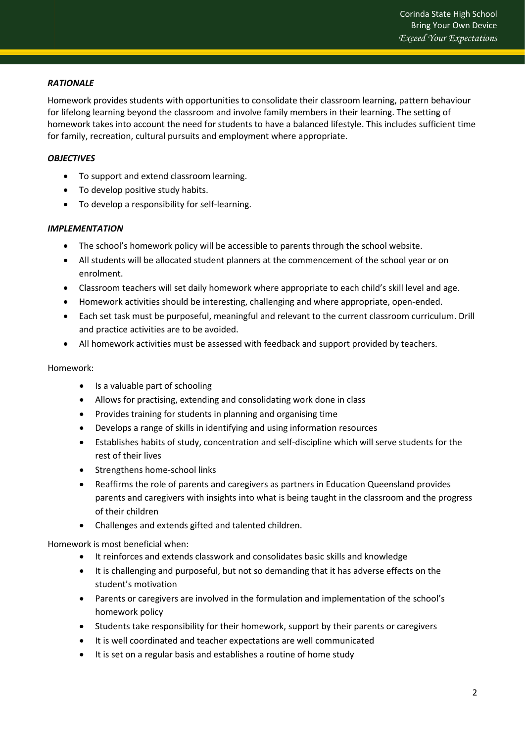### *RATIONALE*

Homework provides students with opportunities to consolidate their classroom learning, pattern behaviour for lifelong learning beyond the classroom and involve family members in their learning. The setting of homework takes into account the need for students to have a balanced lifestyle. This includes sufficient time for family, recreation, cultural pursuits and employment where appropriate.

### *OBJECTIVES*

- To support and extend classroom learning.
- To develop positive study habits.
- To develop a responsibility for self-learning.

### *IMPLEMENTATION*

- The school's homework policy will be accessible to parents through the school website.
- All students will be allocated student planners at the commencement of the school year or on enrolment.
- Classroom teachers will set daily homework where appropriate to each child's skill level and age.
- Homework activities should be interesting, challenging and where appropriate, open-ended.
- Each set task must be purposeful, meaningful and relevant to the current classroom curriculum. Drill and practice activities are to be avoided.
- All homework activities must be assessed with feedback and support provided by teachers.

Homework:

- Is a valuable part of schooling
- Allows for practising, extending and consolidating work done in class
- Provides training for students in planning and organising time
- Develops a range of skills in identifying and using information resources
- Establishes habits of study, concentration and self-discipline which will serve students for the rest of their lives
- Strengthens home-school links
- Reaffirms the role of parents and caregivers as partners in Education Queensland provides parents and caregivers with insights into what is being taught in the classroom and the progress of their children
- Challenges and extends gifted and talented children.

Homework is most beneficial when:

- It reinforces and extends classwork and consolidates basic skills and knowledge
- It is challenging and purposeful, but not so demanding that it has adverse effects on the student's motivation
- Parents or caregivers are involved in the formulation and implementation of the school's homework policy
- Students take responsibility for their homework, support by their parents or caregivers
- It is well coordinated and teacher expectations are well communicated
- It is set on a regular basis and establishes a routine of home study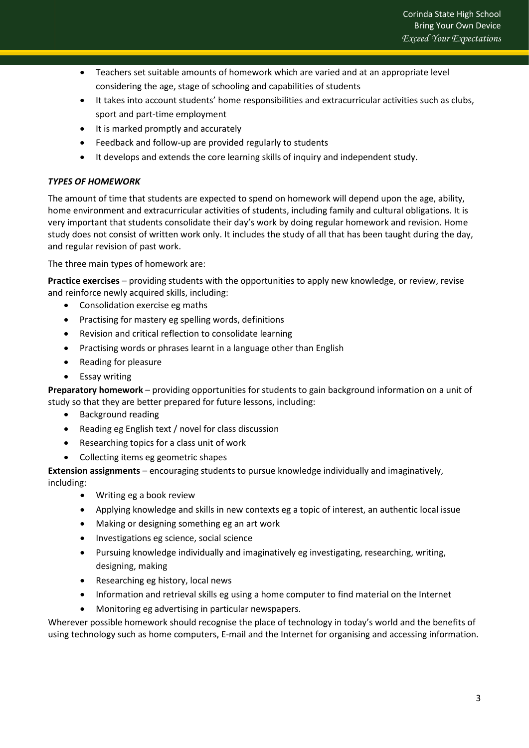- Teachers set suitable amounts of homework which are varied and at an appropriate level considering the age, stage of schooling and capabilities of students
- It takes into account students' home responsibilities and extracurricular activities such as clubs, sport and part-time employment
- It is marked promptly and accurately
- Feedback and follow-up are provided regularly to students
- It develops and extends the core learning skills of inquiry and independent study.

### *TYPES OF HOMEWORK*

The amount of time that students are expected to spend on homework will depend upon the age, ability, home environment and extracurricular activities of students, including family and cultural obligations. It is very important that students consolidate their day's work by doing regular homework and revision. Home study does not consist of written work only. It includes the study of all that has been taught during the day, and regular revision of past work.

The three main types of homework are:

**Practice exercises** – providing students with the opportunities to apply new knowledge, or review, revise and reinforce newly acquired skills, including:

- Consolidation exercise eg maths
- Practising for mastery eg spelling words, definitions
- Revision and critical reflection to consolidate learning
- Practising words or phrases learnt in a language other than English
- Reading for pleasure
- Essay writing

**Preparatory homework** – providing opportunities for students to gain background information on a unit of study so that they are better prepared for future lessons, including:

- Background reading
- Reading eg English text / novel for class discussion
- Researching topics for a class unit of work
- Collecting items eg geometric shapes

**Extension assignments** – encouraging students to pursue knowledge individually and imaginatively, including:

- Writing eg a book review
- Applying knowledge and skills in new contexts eg a topic of interest, an authentic local issue
- Making or designing something eg an art work
- Investigations eg science, social science
- Pursuing knowledge individually and imaginatively eg investigating, researching, writing, designing, making
- Researching eg history, local news
- Information and retrieval skills eg using a home computer to find material on the Internet
- Monitoring eg advertising in particular newspapers.

Wherever possible homework should recognise the place of technology in today's world and the benefits of using technology such as home computers, E-mail and the Internet for organising and accessing information.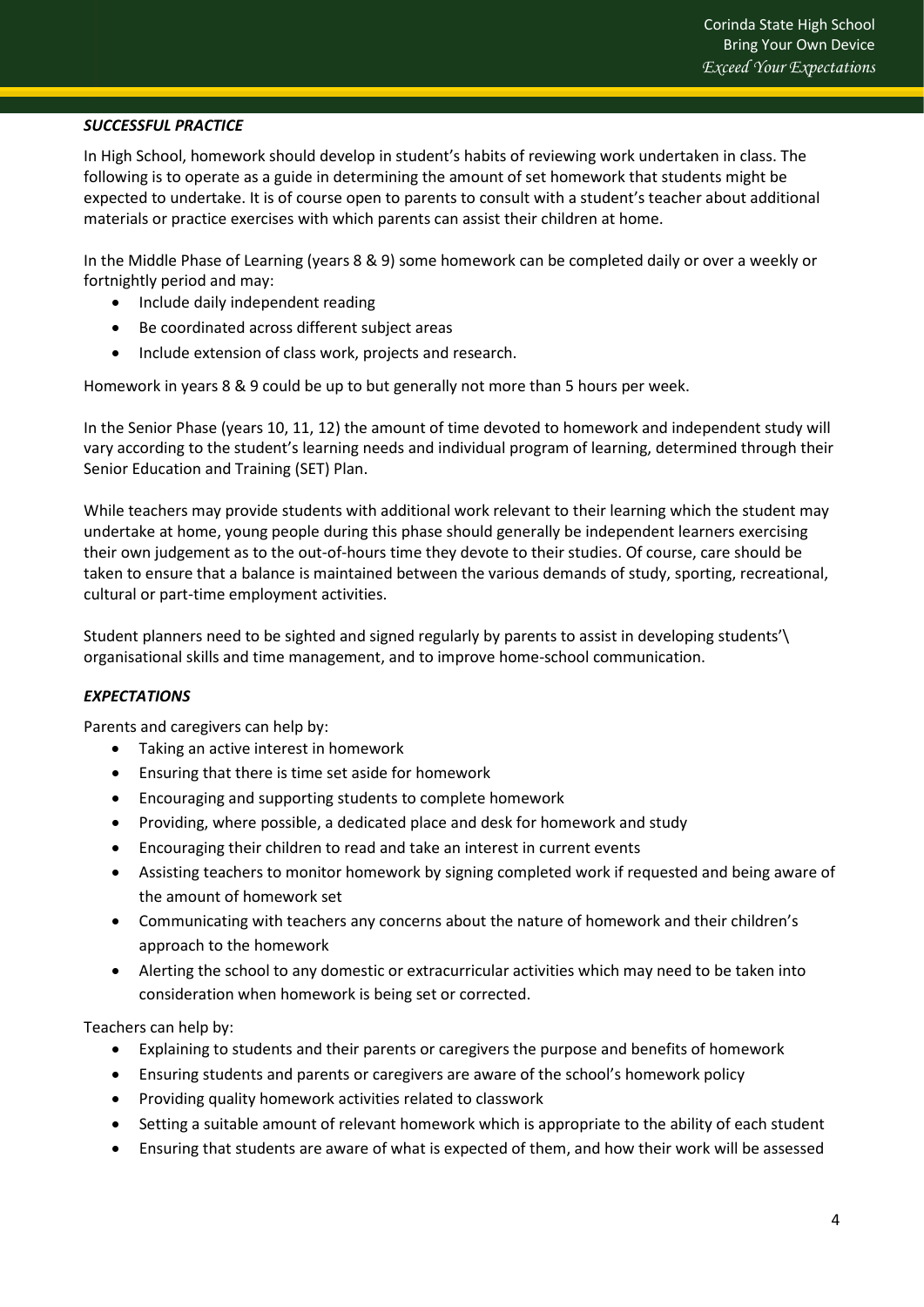### *SUCCESSFUL PRACTICE*

In High School, homework should develop in student's habits of reviewing work undertaken in class. The following is to operate as a guide in determining the amount of set homework that students might be expected to undertake. It is of course open to parents to consult with a student's teacher about additional materials or practice exercises with which parents can assist their children at home.

In the Middle Phase of Learning (years 8 & 9) some homework can be completed daily or over a weekly or fortnightly period and may:

- Include daily independent reading
- Be coordinated across different subject areas
- Include extension of class work, projects and research.

Homework in years 8 & 9 could be up to but generally not more than 5 hours per week.

In the Senior Phase (years 10, 11, 12) the amount of time devoted to homework and independent study will vary according to the student's learning needs and individual program of learning, determined through their Senior Education and Training (SET) Plan.

While teachers may provide students with additional work relevant to their learning which the student may undertake at home, young people during this phase should generally be independent learners exercising their own judgement as to the out-of-hours time they devote to their studies. Of course, care should be taken to ensure that a balance is maintained between the various demands of study, sporting, recreational, cultural or part-time employment activities.

Student planners need to be sighted and signed regularly by parents to assist in developing students'\ organisational skills and time management, and to improve home-school communication.

### *EXPECTATIONS*

Parents and caregivers can help by:

- Taking an active interest in homework
- Ensuring that there is time set aside for homework
- Encouraging and supporting students to complete homework
- Providing, where possible, a dedicated place and desk for homework and study
- Encouraging their children to read and take an interest in current events
- Assisting teachers to monitor homework by signing completed work if requested and being aware of the amount of homework set
- Communicating with teachers any concerns about the nature of homework and their children's approach to the homework
- Alerting the school to any domestic or extracurricular activities which may need to be taken into consideration when homework is being set or corrected.

Teachers can help by:

- Explaining to students and their parents or caregivers the purpose and benefits of homework
- Ensuring students and parents or caregivers are aware of the school's homework policy
- Providing quality homework activities related to classwork
- Setting a suitable amount of relevant homework which is appropriate to the ability of each student
- Ensuring that students are aware of what is expected of them, and how their work will be assessed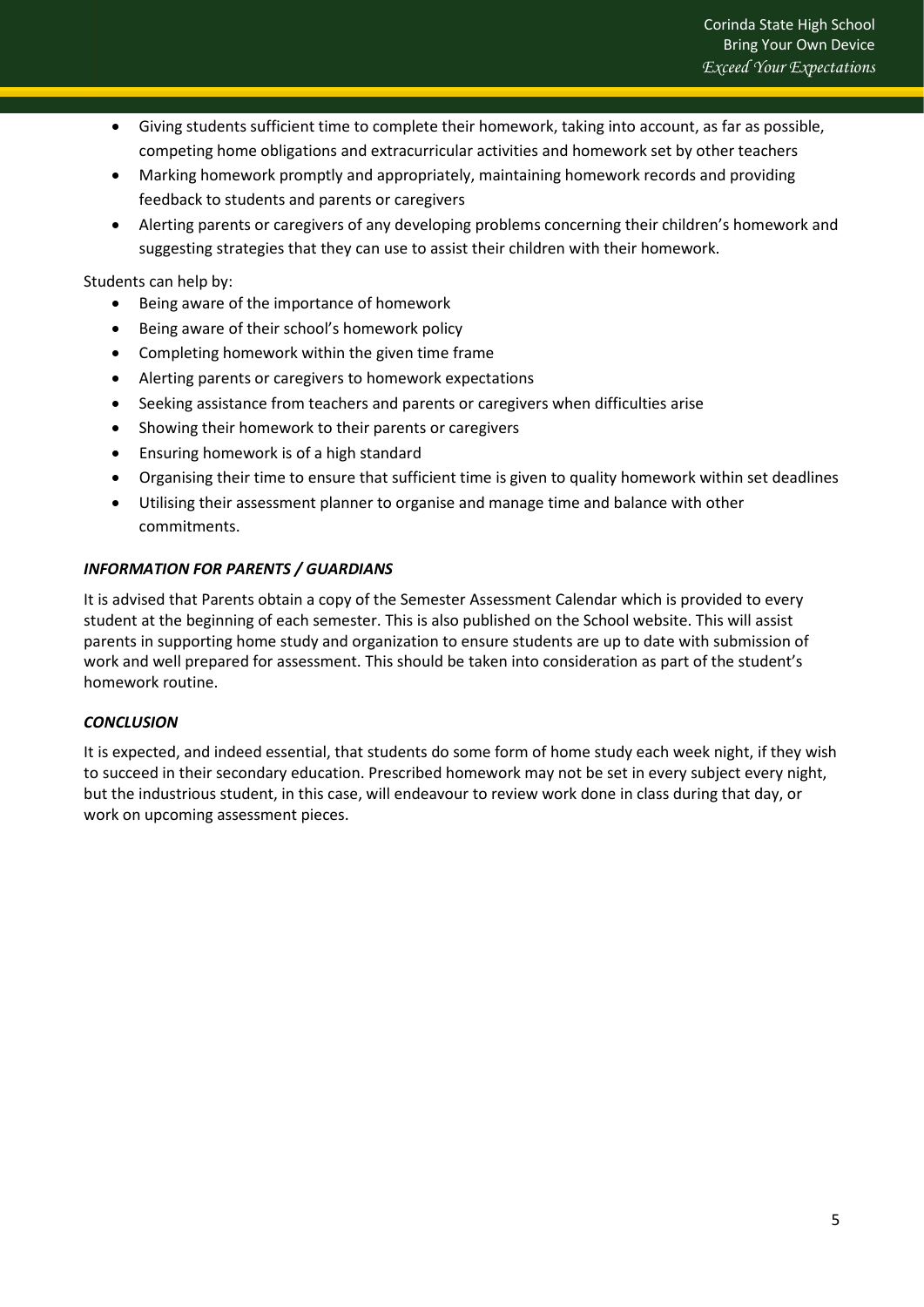- Giving students sufficient time to complete their homework, taking into account, as far as possible, competing home obligations and extracurricular activities and homework set by other teachers
- Marking homework promptly and appropriately, maintaining homework records and providing feedback to students and parents or caregivers
- Alerting parents or caregivers of any developing problems concerning their children's homework and suggesting strategies that they can use to assist their children with their homework.

Students can help by:

- Being aware of the importance of homework
- Being aware of their school's homework policy
- Completing homework within the given time frame
- Alerting parents or caregivers to homework expectations
- Seeking assistance from teachers and parents or caregivers when difficulties arise
- Showing their homework to their parents or caregivers
- Ensuring homework is of a high standard
- Organising their time to ensure that sufficient time is given to quality homework within set deadlines
- Utilising their assessment planner to organise and manage time and balance with other commitments.

### *INFORMATION FOR PARENTS / GUARDIANS*

It is advised that Parents obtain a copy of the Semester Assessment Calendar which is provided to every student at the beginning of each semester. This is also published on the School website. This will assist parents in supporting home study and organization to ensure students are up to date with submission of work and well prepared for assessment. This should be taken into consideration as part of the student's homework routine.

### *CONCLUSION*

It is expected, and indeed essential, that students do some form of home study each week night, if they wish to succeed in their secondary education. Prescribed homework may not be set in every subject every night, but the industrious student, in this case, will endeavour to review work done in class during that day, or work on upcoming assessment pieces.